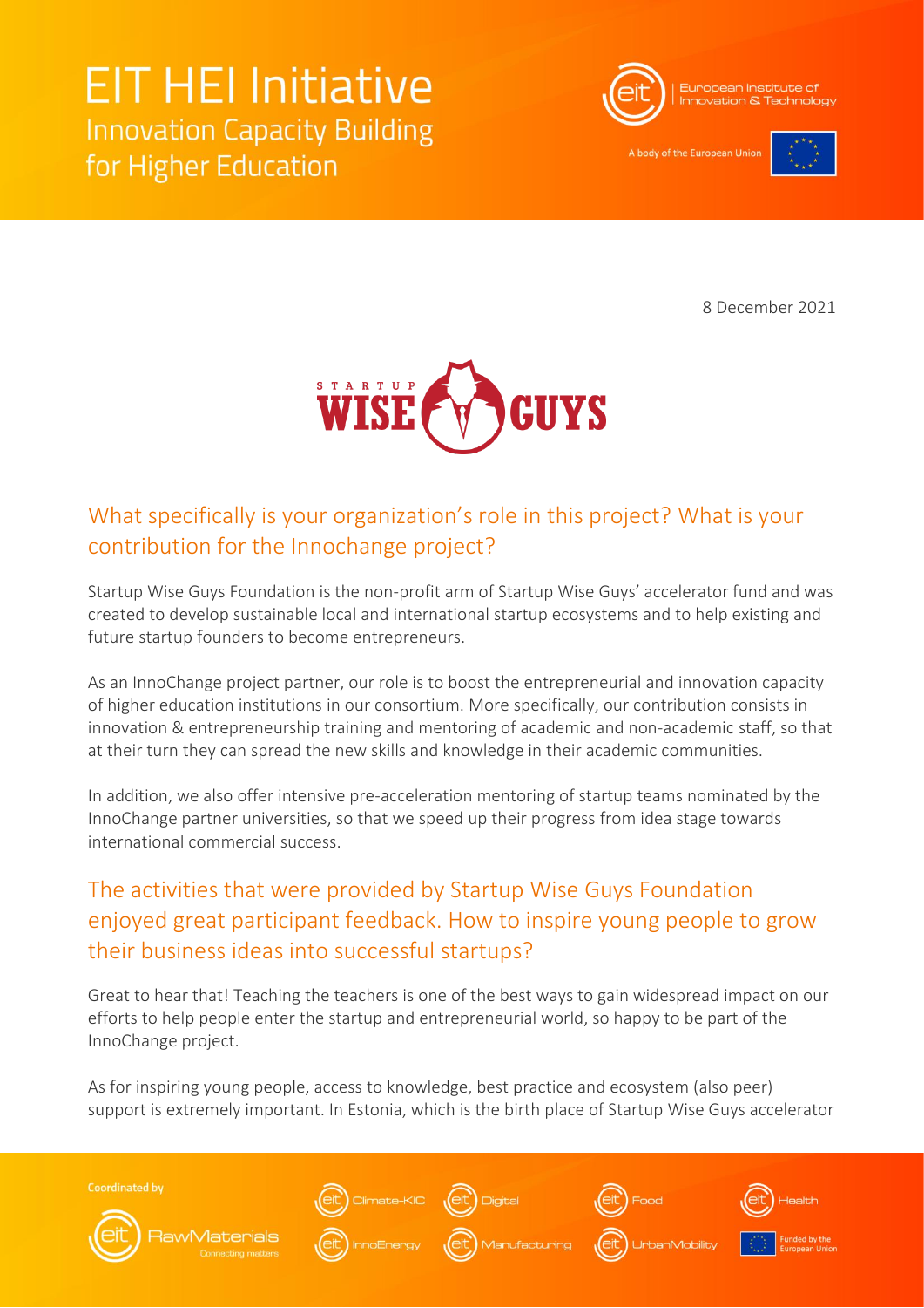# EIT HEI Initiative

## Innovation Capacity Building for Higher Education

8 December 2021

## What specifically is your organization's role in this project? What is your contribution for the Innochange project?

Startup Wise Guys Foundation is the non-profit arm of Startup Wise Guys' accelerator fund and was created to develop sustainable local and international startup ecosystems and to help existing and future startup founders to become entrepreneurs.

As an InnoChange project partner, our role is to boost the entrepreneurial and innovation capacity of higher education institutions in our consortium. More specifically, our contribution consists in innovation & entrepreneurship training and mentoring of academic and non-academic staff, so that at their turn they can spread the new skills and knowledge in their academic communities.

In addition, we also offer intensive pre-acceleration mentoring of startup teams nominated by the InnoChange partner universities, so that we speed up their progress from idea stage towards international commercial success.

## The activities that were provided by Startup Wise Guys Foundation enjoyed great participant feedback. How to inspire young people to grow their business ideas into successful startups?

Great to hear that! Teaching the teachers is one of the best ways to gain widespread impact on our efforts to help people enter the startup and entrepreneurial world, so happy to be part of the InnoChange project.

As for inspiring young people, access to knowledge, best practice and ecosystem (also peer) support is extremely important. In Estonia, which is the birth place of Startup Wise Guys accelerator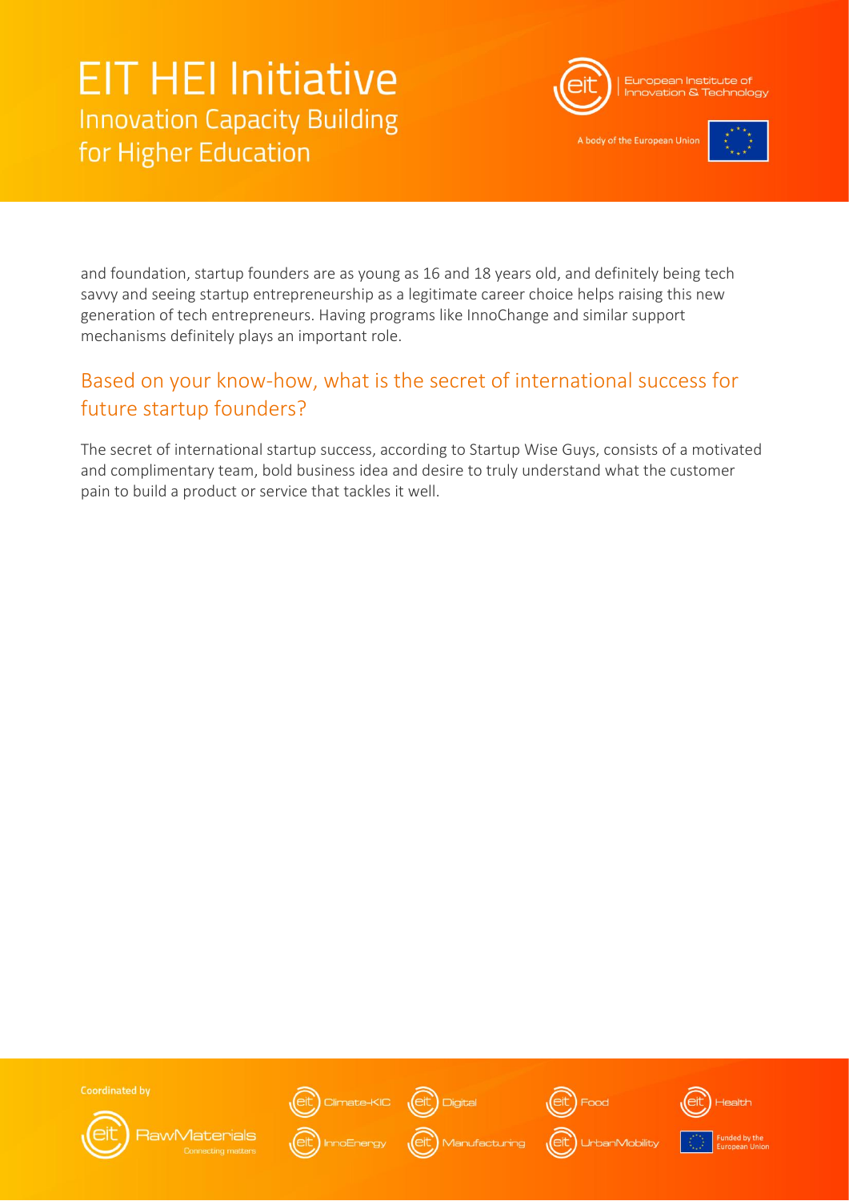and foundation, startup founders are as young as 16 and 18 years old, and definitely being tech savvy and seeing startup entrepreneurship as a legitimate career choice helps raising this new generation of tech entrepreneurs. Having programs like InnoChange and similar support mechanisms definitely plays an important role.

## Based on your know-how, what is the secret of international success for future startup founders?

The secret of international startup success, according to Startup Wise Guys, consists of a motivated and complimentary team, bold business idea and desire to truly understand what the customer pain to build a product or service that tackles it well.